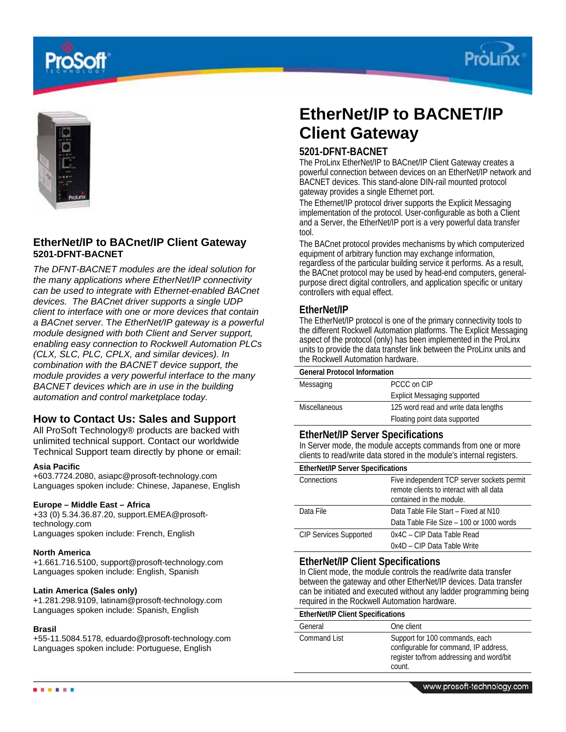# EtherNet/IP to BACnet/IP Client Gateway

**5201-DFNT-BACNET**

*The DFNT-BACNET modules are the ideal solution for the many applications where EtherNet/IP connectivity can be used to integrate with Ethernet-enabled BACnet devices. The BACnet driver supports a single UDP client to interface with one or more devices that contain a BACnet server. The EtherNet/IP gateway is a powerful module designed with both Client and Server support, enabling easy connection to Rockwell Automation PLCs (CLX, SLC, PLC, CPLX, and similar devices). In combination with the BACNET device support, the module provides a very powerful interface to the many BACNET devices which are in use in the building automation and control marketplace today.*

## How to Contact Us: Sales and Support

All ProSoft Technology® products are backed with unlimited technical support. Contact our worldwide Technical Support team directly by phone or email:

**Asia Pacific**
+603.7724.2080, asiapc@prosoft-technology.com
Languages spoken include: Chinese, Japanese, English

**Europe – Middle East – Africa**
+33 (0) 5.34.36.87.20, support.EMEA@prosoft-technology.com
Languages spoken include: French, English

**North America**
+1.661.716.5100, support@prosoft-technology.com
Languages spoken include: English, Spanish

**Latin America (Sales only)**
+1.281.298.9109, latinam@prosoft-technology.com
Languages spoken include: Spanish, English

**Brasil**
+55-11.5084.5178, eduardo@prosoft-technology.com
Languages spoken include: Portuguese, English

# EtherNet/IP to BACNET/IP Client Gateway

## 5201-DFNT-BACNET

The ProLinx EtherNet/IP to BACnet/IP Client Gateway creates a powerful connection between devices on an EtherNet/IP network and BACNET devices. This stand-alone DIN-rail mounted protocol gateway provides a single Ethernet port.

The Ethernet/IP protocol driver supports the Explicit Messaging implementation of the protocol. User-configurable as both a Client and a Server, the EtherNet/IP port is a very powerful data transfer tool.

The BACnet protocol provides mechanisms by which computerized equipment of arbitrary function may exchange information, regardless of the particular building service it performs. As a result, the BACnet protocol may be used by head-end computers, general-purpose direct digital controllers, and application specific or unitary controllers with equal effect.

## EtherNet/IP

The EtherNet/IP protocol is one of the primary connectivity tools to the different Rockwell Automation platforms. The Explicit Messaging aspect of the protocol (only) has been implemented in the ProLinx units to provide the data transfer link between the ProLinx units and the Rockwell Automation hardware.

| General Protocol Information | |
|---|---|
| Messaging | PCCC on CIP |
| | Explicit Messaging supported |
| Miscellaneous | 125 word read and write data lengths |
| | Floating point data supported |

## EtherNet/IP Server Specifications

In Server mode, the module accepts commands from one or more clients to read/write data stored in the module's internal registers.

| EtherNet/IP Server Specifications | |
|---|---|
| Connections | Five independent TCP server sockets permit remote clients to interact with all data contained in the module. |
| Data File | Data Table File Start – Fixed at N10 |
| | Data Table File Size – 100 or 1000 words |
| CIP Services Supported | 0x4C – CIP Data Table Read |
| | 0x4D – CIP Data Table Write |

## EtherNet/IP Client Specifications

In Client mode, the module controls the read/write data transfer between the gateway and other EtherNet/IP devices. Data transfer can be initiated and executed without any ladder programming being required in the Rockwell Automation hardware.

| EtherNet/IP Client Specifications | |
|---|---|
| General | One client |
| Command List | Support for 100 commands, each configurable for command, IP address, register to/from addressing and word/bit count. |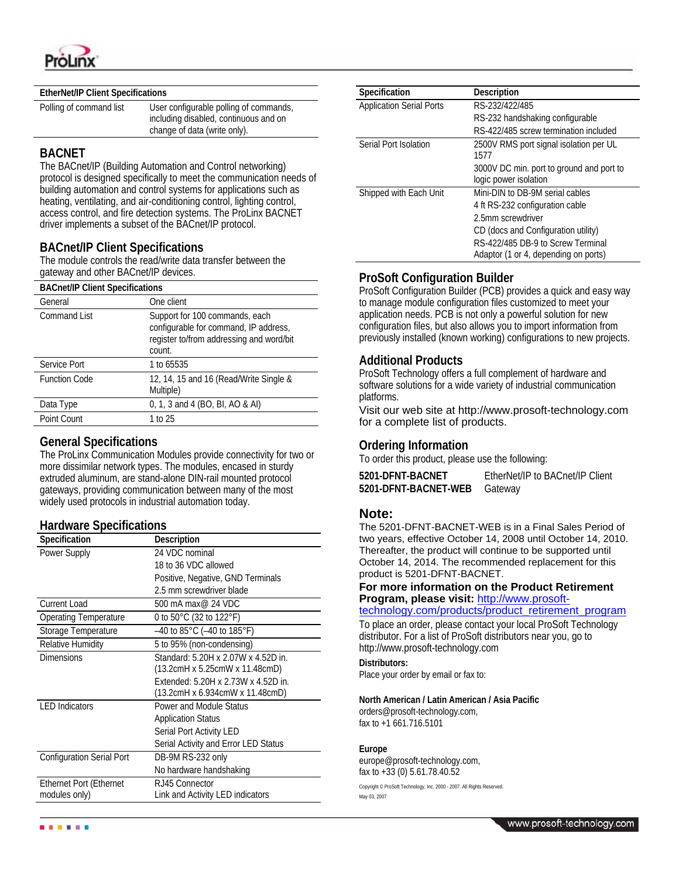| EtherNet/IP Client Specifications | |
|---|---|
| Polling of command list | User configurable polling of commands, including disabled, continuous and on change of data (write only). |

## BACNET

The BACnet/IP (Building Automation and Control networking) protocol is designed specifically to meet the communication needs of building automation and control systems for applications such as heating, ventilating, and air-conditioning control, lighting control, access control, and fire detection systems. The ProLinx BACNET driver implements a subset of the BACnet/IP protocol.

## BACnet/IP Client Specifications

The module controls the read/write data transfer between the gateway and other BACnet/IP devices.

| BACnet/IP Client Specifications | |
|---|---|
| General | One client |
| Command List | Support for 100 commands, each configurable for command, IP address, register to/from addressing and word/bit count. |
| Service Port | 1 to 65535 |
| Function Code | 12, 14, 15 and 16 (Read/Write Single & Multiple) |
| Data Type | 0, 1, 3 and 4 (BO, BI, AO & AI) |
| Point Count | 1 to 25 |

## General Specifications

The ProLinx Communication Modules provide connectivity for two or more dissimilar network types. The modules, encased in sturdy extruded aluminum, are stand-alone DIN-rail mounted protocol gateways, providing communication between many of the most widely used protocols in industrial automation today.

## Hardware Specifications

| Specification | Description |
|---|---|
| Power Supply | 24 VDC nominal<br>18 to 36 VDC allowed<br>Positive, Negative, GND Terminals<br>2.5 mm screwdriver blade |
| Current Load | 500 mA max@ 24 VDC |
| Operating Temperature | 0 to 50°C (32 to 122°F) |
| Storage Temperature | –40 to 85°C (–40 to 185°F) |
| Relative Humidity | 5 to 95% (non-condensing) |
| Dimensions | Standard: 5.20H x 2.07W x 4.52D in. (13.2cmH x 5.25cmW x 11.48cmD)<br>Extended: 5.20H x 2.73W x 4.52D in. (13.2cmH x 6.934cmW x 11.48cmD) |
| LED Indicators | Power and Module Status<br>Application Status<br>Serial Port Activity LED<br>Serial Activity and Error LED Status |
| Configuration Serial Port | DB-9M RS-232 only<br>No hardware handshaking |
| Ethernet Port (Ethernet modules only) | RJ45 Connector<br>Link and Activity LED indicators |
| Application Serial Ports | RS-232/422/485<br>RS-232 handshaking configurable<br>RS-422/485 screw termination included |
| Serial Port Isolation | 2500V RMS port signal isolation per UL 1577<br>3000V DC min. port to ground and port to logic power isolation |
| Shipped with Each Unit | Mini-DIN to DB-9M serial cables<br>4 ft RS-232 configuration cable<br>2.5mm screwdriver<br>CD (docs and Configuration utility)<br>RS-422/485 DB-9 to Screw Terminal Adaptor (1 or 4, depending on ports) |

## ProSoft Configuration Builder

ProSoft Configuration Builder (PCB) provides a quick and easy way to manage module configuration files customized to meet your application needs. PCB is not only a powerful solution for new configuration files, but also allows you to import information from previously installed (known working) configurations to new projects.

## Additional Products

ProSoft Technology offers a full complement of hardware and software solutions for a wide variety of industrial communication platforms.

Visit our web site at http://www.prosoft-technology.com for a complete list of products.

## Ordering Information

To order this product, please use the following:

**5201-DFNT-BACNET** EtherNet/IP to BACnet/IP Client
**5201-DFNT-BACNET-WEB** Gateway

## Note:

The 5201-DFNT-BACNET-WEB is in a Final Sales Period of two years, effective October 14, 2008 until October 14, 2010. Thereafter, the product will continue to be supported until October 14, 2014. The recommended replacement for this product is 5201-DFNT-BACNET.

**For more information on the Product Retirement Program, please visit:** http://www.prosoft-technology.com/products/product_retirement_program

To place an order, please contact your local ProSoft Technology distributor. For a list of ProSoft distributors near you, go to http://www.prosoft-technology.com

**Distributors:**

Place your order by email or fax to:

**North American / Latin American / Asia Pacific**
orders@prosoft-technology.com,
fax to +1 661.716.5101

**Europe**
europe@prosoft-technology.com,
fax to +33 (0) 5.61.78.40.52

Copyright © ProSoft Technology, Inc. 2000 - 2007. All Rights Reserved.
May 03, 2007